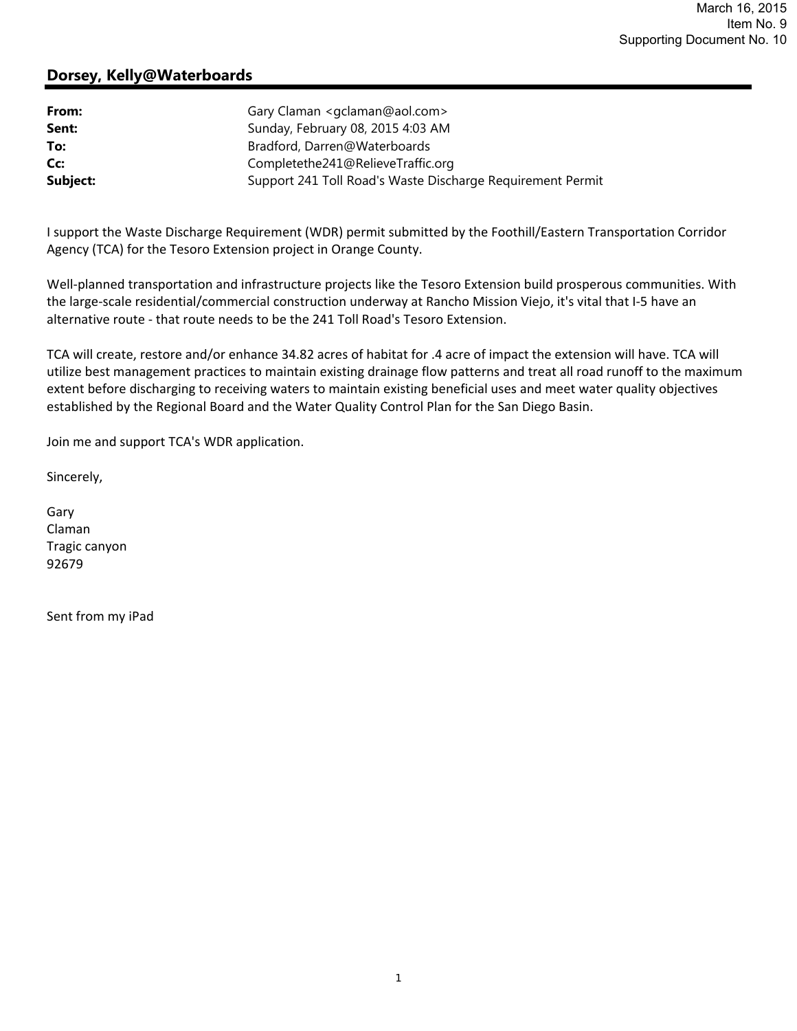March 16, 2015
Item No. 9
Supporting Document No. 10

## Dorsey, Kelly@Waterboards

| | |
|---|---|
| **From:** | Gary Claman <gclaman@aol.com> |
| **Sent:** | Sunday, February 08, 2015 4:03 AM |
| **To:** | Bradford, Darren@Waterboards |
| **Cc:** | Completethe241@RelieveTraffic.org |
| **Subject:** | Support 241 Toll Road's Waste Discharge Requirement Permit |

I support the Waste Discharge Requirement (WDR) permit submitted by the Foothill/Eastern Transportation Corridor Agency (TCA) for the Tesoro Extension project in Orange County.

Well-planned transportation and infrastructure projects like the Tesoro Extension build prosperous communities. With the large-scale residential/commercial construction underway at Rancho Mission Viejo, it's vital that I-5 have an alternative route - that route needs to be the 241 Toll Road's Tesoro Extension.

TCA will create, restore and/or enhance 34.82 acres of habitat for .4 acre of impact the extension will have. TCA will utilize best management practices to maintain existing drainage flow patterns and treat all road runoff to the maximum extent before discharging to receiving waters to maintain existing beneficial uses and meet water quality objectives established by the Regional Board and the Water Quality Control Plan for the San Diego Basin.

Join me and support TCA's WDR application.

Sincerely,

Gary
Claman
Tragic canyon
92679

Sent from my iPad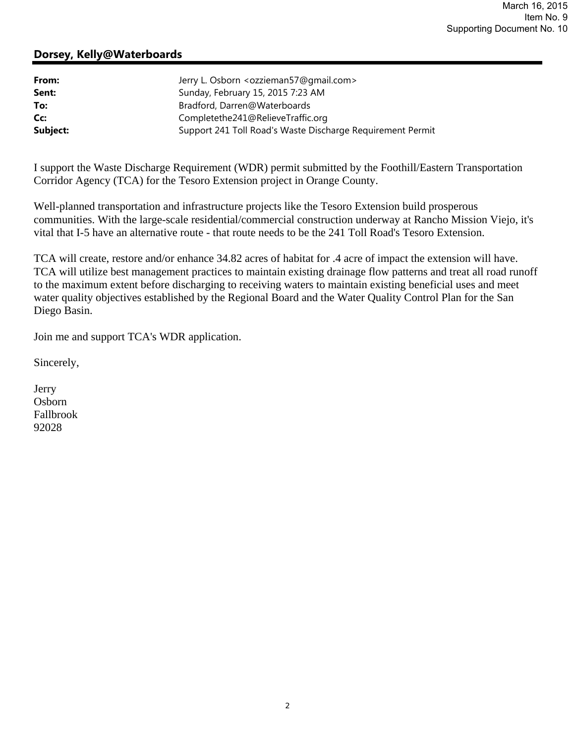March 16, 2015
Item No. 9
Supporting Document No. 10

## Dorsey, Kelly@Waterboards

**From:** Jerry L. Osborn <ozzieman57@gmail.com>
**Sent:** Sunday, February 15, 2015 7:23 AM
**To:** Bradford, Darren@Waterboards
**Cc:** Completethe241@RelieveTraffic.org
**Subject:** Support 241 Toll Road's Waste Discharge Requirement Permit

I support the Waste Discharge Requirement (WDR) permit submitted by the Foothill/Eastern Transportation Corridor Agency (TCA) for the Tesoro Extension project in Orange County.

Well-planned transportation and infrastructure projects like the Tesoro Extension build prosperous communities. With the large-scale residential/commercial construction underway at Rancho Mission Viejo, it's vital that I-5 have an alternative route - that route needs to be the 241 Toll Road's Tesoro Extension.

TCA will create, restore and/or enhance 34.82 acres of habitat for .4 acre of impact the extension will have. TCA will utilize best management practices to maintain existing drainage flow patterns and treat all road runoff to the maximum extent before discharging to receiving waters to maintain existing beneficial uses and meet water quality objectives established by the Regional Board and the Water Quality Control Plan for the San Diego Basin.

Join me and support TCA's WDR application.

Sincerely,

Jerry
Osborn
Fallbrook
92028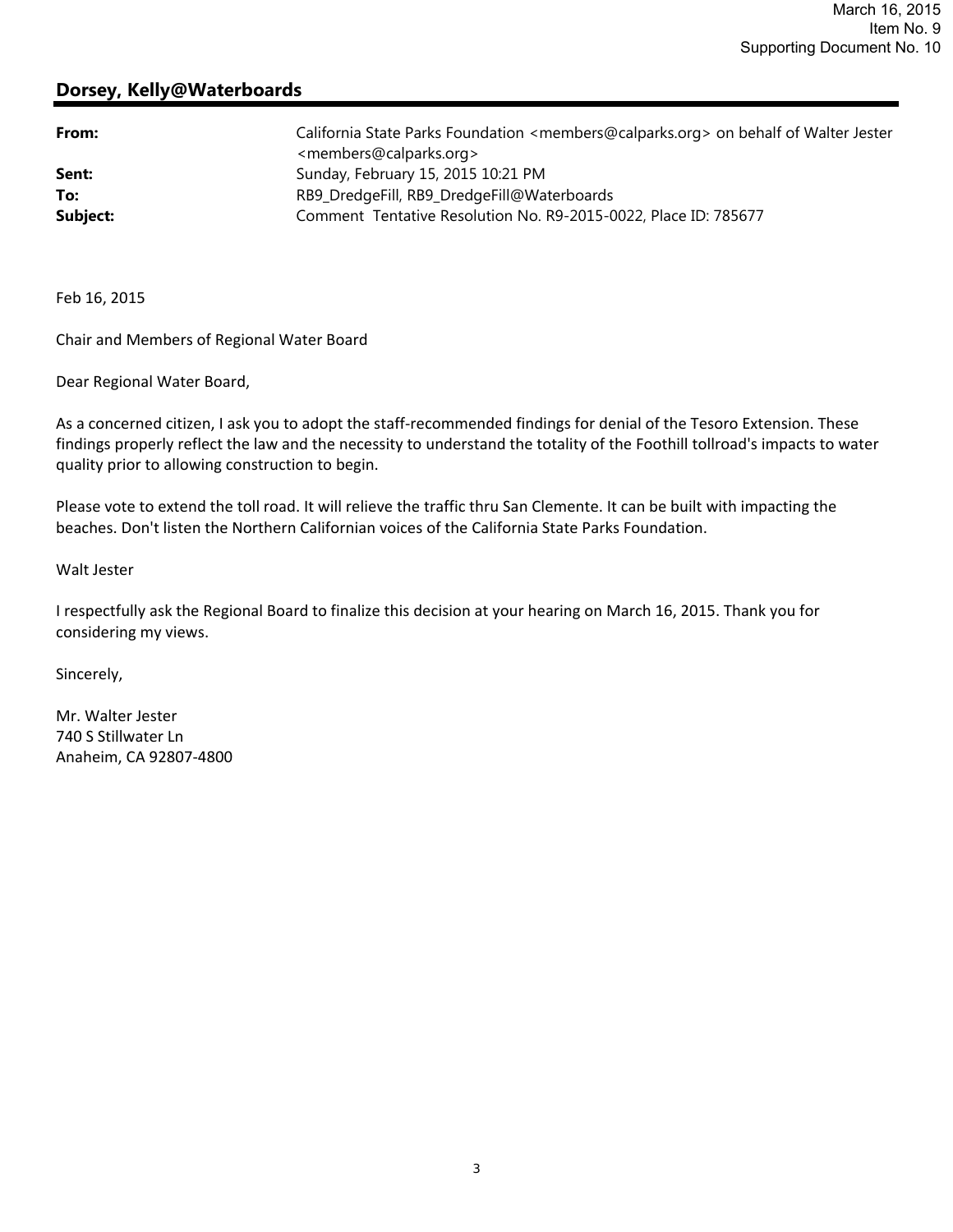March 16, 2015
Item No. 9
Supporting Document No. 10

## Dorsey, Kelly@Waterboards

| | |
|---|---|
| **From:** | California State Parks Foundation <members@calparks.org> on behalf of Walter Jester <members@calparks.org> |
| **Sent:** | Sunday, February 15, 2015 10:21 PM |
| **To:** | RB9_DredgeFill, RB9_DredgeFill@Waterboards |
| **Subject:** | Comment Tentative Resolution No. R9-2015-0022, Place ID: 785677 |

Feb 16, 2015

Chair and Members of Regional Water Board

Dear Regional Water Board,

As a concerned citizen, I ask you to adopt the staff-recommended findings for denial of the Tesoro Extension. These findings properly reflect the law and the necessity to understand the totality of the Foothill tollroad's impacts to water quality prior to allowing construction to begin.

Please vote to extend the toll road. It will relieve the traffic thru San Clemente. It can be built with impacting the beaches. Don't listen the Northern Californian voices of the California State Parks Foundation.

Walt Jester

I respectfully ask the Regional Board to finalize this decision at your hearing on March 16, 2015. Thank you for considering my views.

Sincerely,

Mr. Walter Jester
740 S Stillwater Ln
Anaheim, CA 92807-4800